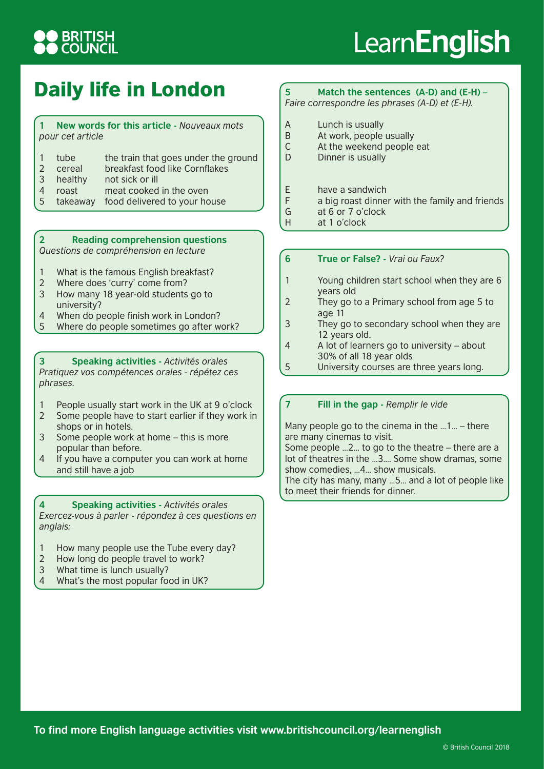# Daily life in London

## 1 New words for this article - *Nouveaux mots pour cet article*

1. tube — the train that goes under the ground
2. cereal — breakfast food like Cornflakes
3. healthy — not sick or ill
4. roast — meat cooked in the oven
5. takeaway — food delivered to your house

## 2 Reading comprehension questions

*Questions de compréhension en lecture*

1. What is the famous English breakfast?
2. Where does 'curry' come from?
3. How many 18 year-old students go to university?
4. When do people finish work in London?
5. Where do people sometimes go after work?

## 3 Speaking activities - *Activités orales*

*Pratiquez vos compétences orales - répétez ces phrases.*

1. People usually start work in the UK at 9 o'clock
2. Some people have to start earlier if they work in shops or in hotels.
3. Some people work at home – this is more popular than before.
4. If you have a computer you can work at home and still have a job

## 4 Speaking activities - *Activités orales*

*Exercez-vous à parler - répondez à ces questions en anglais:*

1. How many people use the Tube every day?
2. How long do people travel to work?
3. What time is lunch usually?
4. What's the most popular food in UK?

## 5 Match the sentences (A-D) and (E-H) – *Faire correspondre les phrases (A-D) et (E-H).*

A. Lunch is usually
B. At work, people usually
C. At the weekend people eat
D. Dinner is usually

E. have a sandwich
F. a big roast dinner with the family and friends
G. at 6 or 7 o'clock
H. at 1 o'clock

## 6 True or False? - *Vrai ou Faux?*

1. Young children start school when they are 6 years old
2. They go to a Primary school from age 5 to age 11
3. They go to secondary school when they are 12 years old.
4. A lot of learners go to university – about 30% of all 18 year olds
5. University courses are three years long.

## 7 Fill in the gap - *Remplir le vide*

Many people go to the cinema in the ...1... – there are many cinemas to visit.
Some people ...2... to go to the theatre – there are a lot of theatres in the ...3.... Some show dramas, some show comedies, ...4... show musicals.
The city has many, many ...5... and a lot of people like to meet their friends for dinner.

**To find more English language activities visit www.britishcouncil.org/learnenglish**

© British Council 2018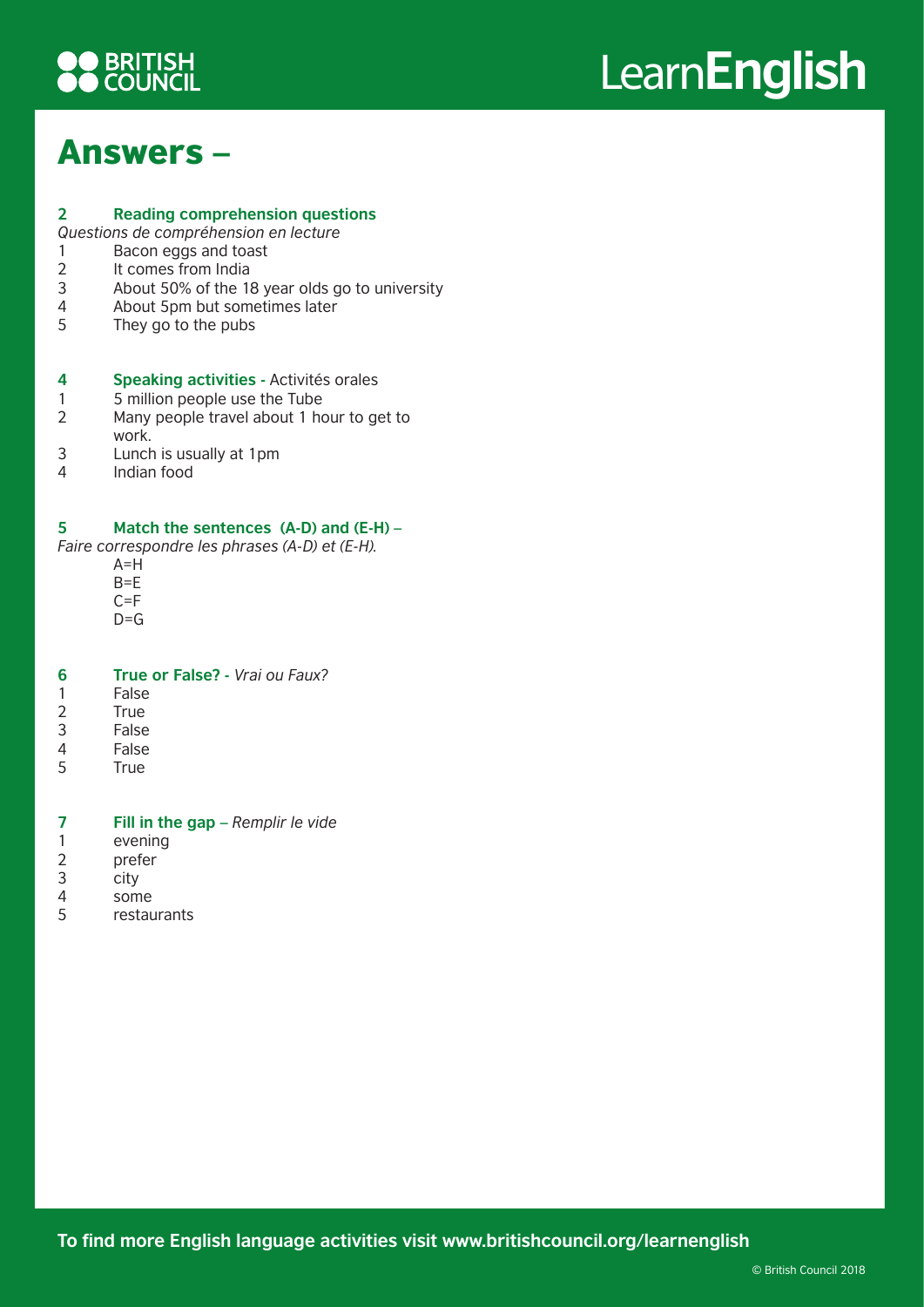# Answers –

## 2 Reading comprehension questions

*Questions de compréhension en lecture*

1. Bacon eggs and toast
2. It comes from India
3. About 50% of the 18 year olds go to university
4. About 5pm but sometimes later
5. They go to the pubs

## 4 Speaking activities - Activités orales

1. 5 million people use the Tube
2. Many people travel about 1 hour to get to work.
3. Lunch is usually at 1pm
4. Indian food

## 5 Match the sentences (A-D) and (E-H) –

*Faire correspondre les phrases (A-D) et (E-H).*

A=H
B=E
C=F
D=G

## 6 True or False? - *Vrai ou Faux?*

1. False
2. True
3. False
4. False
5. True

## 7 Fill in the gap – *Remplir le vide*

1. evening
2. prefer
3. city
4. some
5. restaurants

**To find more English language activities visit www.britishcouncil.org/learnenglish**

© British Council 2018